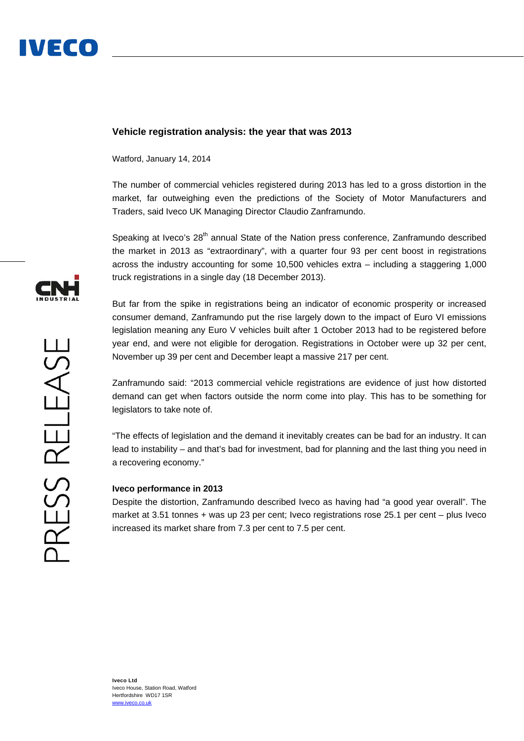# Vehicle registration analysis: the year that was 2013

Watford, January 14, 2014

The number of commercial vehicles registered during 2013 has led to a gross distortion in the market, far outweighing even the predictions of the Society of Motor Manufacturers and Traders, said Iveco UK Managing Director Claudio Zanframundo.

Speaking at Iveco's 28th annual State of the Nation press conference, Zanframundo described the market in 2013 as "extraordinary", with a quarter four 93 per cent boost in registrations across the industry accounting for some 10,500 vehicles extra – including a staggering 1,000 truck registrations in a single day (18 December 2013).

But far from the spike in registrations being an indicator of economic prosperity or increased consumer demand, Zanframundo put the rise largely down to the impact of Euro VI emissions legislation meaning any Euro V vehicles built after 1 October 2013 had to be registered before year end, and were not eligible for derogation. Registrations in October were up 32 per cent, November up 39 per cent and December leapt a massive 217 per cent.

Zanframundo said: "2013 commercial vehicle registrations are evidence of just how distorted demand can get when factors outside the norm come into play. This has to be something for legislators to take note of.

"The effects of legislation and the demand it inevitably creates can be bad for an industry. It can lead to instability – and that's bad for investment, bad for planning and the last thing you need in a recovering economy."

**Iveco performance in 2013**

Despite the distortion, Zanframundo described Iveco as having had "a good year overall". The market at 3.51 tonnes + was up 23 per cent; Iveco registrations rose 25.1 per cent – plus Iveco increased its market share from 7.3 per cent to 7.5 per cent.

**Iveco Ltd**
Iveco House, Station Road, Watford
Hertfordshire WD17 1SR
www.iveco.co.uk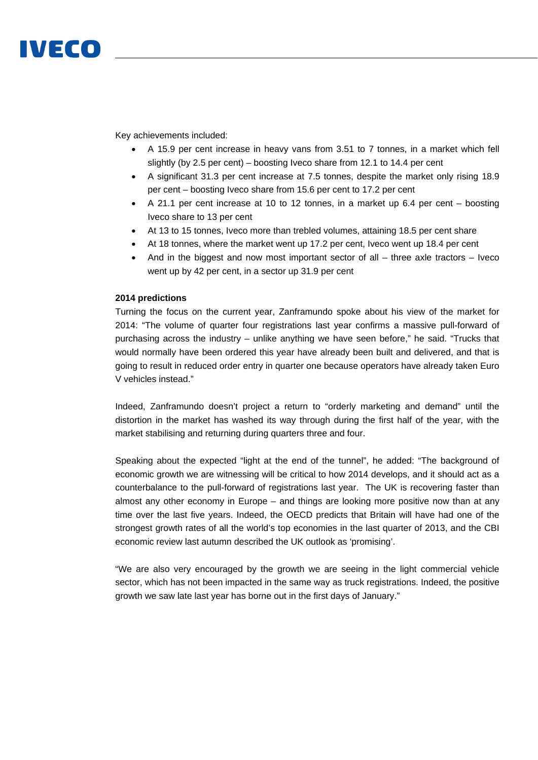Key achievements included:

- A 15.9 per cent increase in heavy vans from 3.51 to 7 tonnes, in a market which fell slightly (by 2.5 per cent) – boosting Iveco share from 12.1 to 14.4 per cent
- A significant 31.3 per cent increase at 7.5 tonnes, despite the market only rising 18.9 per cent – boosting Iveco share from 15.6 per cent to 17.2 per cent
- A 21.1 per cent increase at 10 to 12 tonnes, in a market up 6.4 per cent – boosting Iveco share to 13 per cent
- At 13 to 15 tonnes, Iveco more than trebled volumes, attaining 18.5 per cent share
- At 18 tonnes, where the market went up 17.2 per cent, Iveco went up 18.4 per cent
- And in the biggest and now most important sector of all – three axle tractors – Iveco went up by 42 per cent, in a sector up 31.9 per cent

**2014 predictions**

Turning the focus on the current year, Zanframundo spoke about his view of the market for 2014: "The volume of quarter four registrations last year confirms a massive pull-forward of purchasing across the industry – unlike anything we have seen before," he said. "Trucks that would normally have been ordered this year have already been built and delivered, and that is going to result in reduced order entry in quarter one because operators have already taken Euro V vehicles instead."

Indeed, Zanframundo doesn't project a return to "orderly marketing and demand" until the distortion in the market has washed its way through during the first half of the year, with the market stabilising and returning during quarters three and four.

Speaking about the expected "light at the end of the tunnel", he added: "The background of economic growth we are witnessing will be critical to how 2014 develops, and it should act as a counterbalance to the pull-forward of registrations last year. The UK is recovering faster than almost any other economy in Europe – and things are looking more positive now than at any time over the last five years. Indeed, the OECD predicts that Britain will have had one of the strongest growth rates of all the world's top economies in the last quarter of 2013, and the CBI economic review last autumn described the UK outlook as 'promising'.

"We are also very encouraged by the growth we are seeing in the light commercial vehicle sector, which has not been impacted in the same way as truck registrations. Indeed, the positive growth we saw late last year has borne out in the first days of January."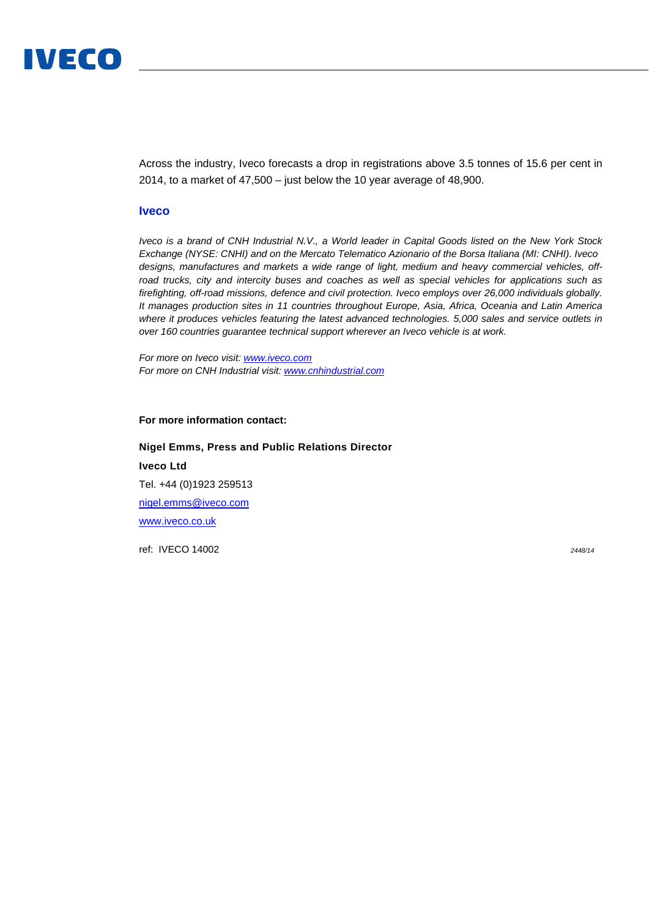Across the industry, Iveco forecasts a drop in registrations above 3.5 tonnes of 15.6 per cent in 2014, to a market of 47,500 – just below the 10 year average of 48,900.

## Iveco

*Iveco is a brand of CNH Industrial N.V., a World leader in Capital Goods listed on the New York Stock Exchange (NYSE: CNHI) and on the Mercato Telematico Azionario of the Borsa Italiana (MI: CNHI). Iveco designs, manufactures and markets a wide range of light, medium and heavy commercial vehicles, off-road trucks, city and intercity buses and coaches as well as special vehicles for applications such as firefighting, off-road missions, defence and civil protection. Iveco employs over 26,000 individuals globally. It manages production sites in 11 countries throughout Europe, Asia, Africa, Oceania and Latin America where it produces vehicles featuring the latest advanced technologies. 5,000 sales and service outlets in over 160 countries guarantee technical support wherever an Iveco vehicle is at work.*

*For more on Iveco visit: [www.iveco.com](http://www.iveco.com)*
*For more on CNH Industrial visit: [www.cnhindustrial.com](http://www.cnhindustrial.com)*

**For more information contact:**

**Nigel Emms, Press and Public Relations Director**

**Iveco Ltd**

Tel. +44 (0)1923 259513

[nigel.emms@iveco.com](mailto:nigel.emms@iveco.com)

[www.iveco.co.uk](http://www.iveco.co.uk)

ref: IVECO 14002

*2448/14*